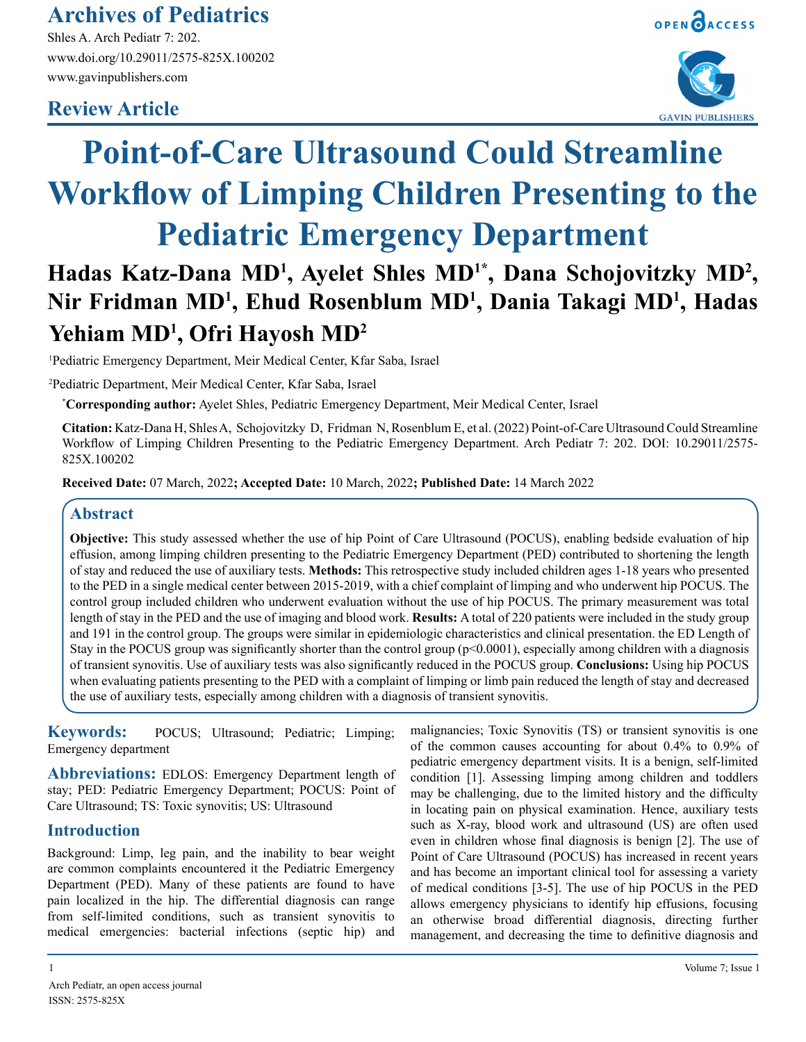Review Article

# Point-of-Care Ultrasound Could Streamline Workflow of Limping Children Presenting to the Pediatric Emergency Department

**Hadas Katz-Dana MD[1], Ayelet Shles MD[1*], Dana Schojovitzky MD[2], Nir Fridman MD[1], Ehud Rosenblum MD[1], Dania Takagi MD[1], Hadas Yehiam MD[1], Ofri Hayosh MD[2]**

[1]Pediatric Emergency Department, Meir Medical Center, Kfar Saba, Israel

[2]Pediatric Department, Meir Medical Center, Kfar Saba, Israel

***Corresponding author:** Ayelet Shles, Pediatric Emergency Department, Meir Medical Center, Israel

**Citation:** Katz-Dana H, Shles A, Schojovitzky D, Fridman N, Rosenblum E, et al. (2022) Point-of-Care Ultrasound Could Streamline Workflow of Limping Children Presenting to the Pediatric Emergency Department. Arch Pediatr 7: 202. DOI: 10.29011/2575-825X.100202

**Received Date:** 07 March, 2022**; Accepted Date:** 10 March, 2022**; Published Date:** 14 March 2022

## Abstract

**Objective:** This study assessed whether the use of hip Point of Care Ultrasound (POCUS), enabling bedside evaluation of hip effusion, among limping children presenting to the Pediatric Emergency Department (PED) contributed to shortening the length of stay and reduced the use of auxiliary tests. **Methods:** This retrospective study included children ages 1-18 years who presented to the PED in a single medical center between 2015-2019, with a chief complaint of limping and who underwent hip POCUS. The control group included children who underwent evaluation without the use of hip POCUS. The primary measurement was total length of stay in the PED and the use of imaging and blood work. **Results:** A total of 220 patients were included in the study group and 191 in the control group. The groups were similar in epidemiologic characteristics and clinical presentation. the ED Length of Stay in the POCUS group was significantly shorter than the control group ($p<0.0001$), especially among children with a diagnosis of transient synovitis. Use of auxiliary tests was also significantly reduced in the POCUS group. **Conclusions:** Using hip POCUS when evaluating patients presenting to the PED with a complaint of limping or limb pain reduced the length of stay and decreased the use of auxiliary tests, especially among children with a diagnosis of transient synovitis.

**Keywords:** POCUS; Ultrasound; Pediatric; Limping; Emergency department

**Abbreviations:** EDLOS: Emergency Department length of stay; PED: Pediatric Emergency Department; POCUS: Point of Care Ultrasound; TS: Toxic synovitis; US: Ultrasound

## Introduction

Background: Limp, leg pain, and the inability to bear weight are common complaints encountered it the Pediatric Emergency Department (PED). Many of these patients are found to have pain localized in the hip. The differential diagnosis can range from self-limited conditions, such as transient synovitis to medical emergencies: bacterial infections (septic hip) and malignancies; Toxic Synovitis (TS) or transient synovitis is one of the common causes accounting for about 0.4% to 0.9% of pediatric emergency department visits. It is a benign, self-limited condition [1]. Assessing limping among children and toddlers may be challenging, due to the limited history and the difficulty in locating pain on physical examination. Hence, auxiliary tests such as X-ray, blood work and ultrasound (US) are often used even in children whose final diagnosis is benign [2]. The use of Point of Care Ultrasound (POCUS) has increased in recent years and has become an important clinical tool for assessing a variety of medical conditions [3-5]. The use of hip POCUS in the PED allows emergency physicians to identify hip effusions, focusing an otherwise broad differential diagnosis, directing further management, and decreasing the time to definitive diagnosis and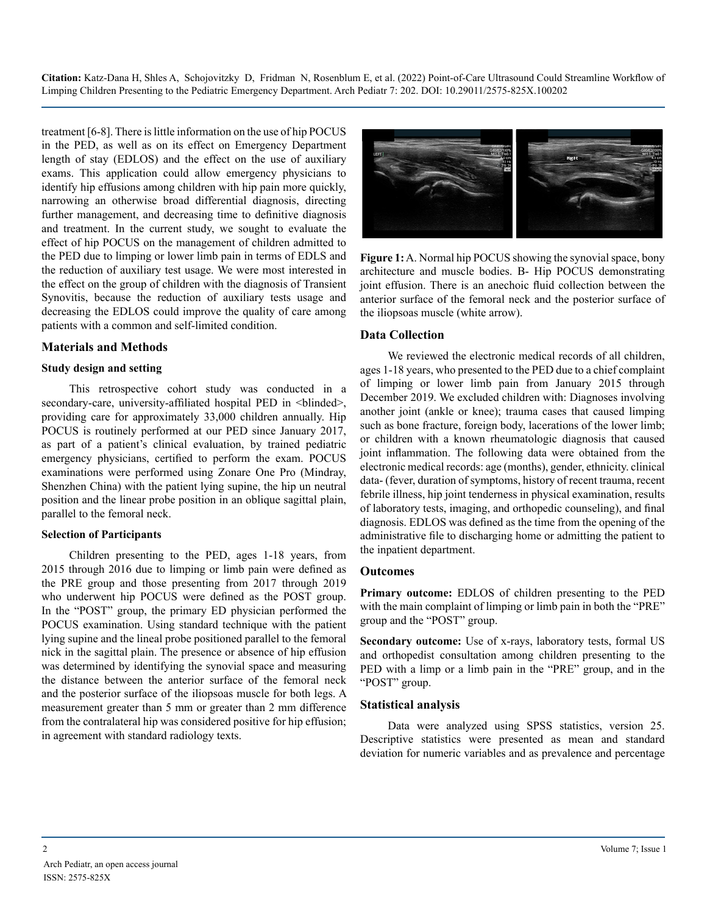treatment [6-8]. There is little information on the use of hip POCUS in the PED, as well as on its effect on Emergency Department length of stay (EDLOS) and the effect on the use of auxiliary exams. This application could allow emergency physicians to identify hip effusions among children with hip pain more quickly, narrowing an otherwise broad differential diagnosis, directing further management, and decreasing time to definitive diagnosis and treatment. In the current study, we sought to evaluate the effect of hip POCUS on the management of children admitted to the PED due to limping or lower limb pain in terms of EDLS and the reduction of auxiliary test usage. We were most interested in the effect on the group of children with the diagnosis of Transient Synovitis, because the reduction of auxiliary tests usage and decreasing the EDLOS could improve the quality of care among patients with a common and self-limited condition.

## Materials and Methods

### Study design and setting

This retrospective cohort study was conducted in a secondary-care, university-affiliated hospital PED in <blinded>, providing care for approximately 33,000 children annually. Hip POCUS is routinely performed at our PED since January 2017, as part of a patient's clinical evaluation, by trained pediatric emergency physicians, certified to perform the exam. POCUS examinations were performed using Zonare One Pro (Mindray, Shenzhen China) with the patient lying supine, the hip un neutral position and the linear probe position in an oblique sagittal plain, parallel to the femoral neck.

### Selection of Participants

Children presenting to the PED, ages 1-18 years, from 2015 through 2016 due to limping or limb pain were defined as the PRE group and those presenting from 2017 through 2019 who underwent hip POCUS were defined as the POST group. In the "POST" group, the primary ED physician performed the POCUS examination. Using standard technique with the patient lying supine and the lineal probe positioned parallel to the femoral nick in the sagittal plain. The presence or absence of hip effusion was determined by identifying the synovial space and measuring the distance between the anterior surface of the femoral neck and the posterior surface of the iliopsoas muscle for both legs. A measurement greater than 5 mm or greater than 2 mm difference from the contralateral hip was considered positive for hip effusion; in agreement with standard radiology texts.

**Figure 1:** A. Normal hip POCUS showing the synovial space, bony architecture and muscle bodies. B- Hip POCUS demonstrating joint effusion. There is an anechoic fluid collection between the anterior surface of the femoral neck and the posterior surface of the iliopsoas muscle (white arrow).

### Data Collection

We reviewed the electronic medical records of all children, ages 1-18 years, who presented to the PED due to a chief complaint of limping or lower limb pain from January 2015 through December 2019. We excluded children with: Diagnoses involving another joint (ankle or knee); trauma cases that caused limping such as bone fracture, foreign body, lacerations of the lower limb; or children with a known rheumatologic diagnosis that caused joint inflammation. The following data were obtained from the electronic medical records: age (months), gender, ethnicity. clinical data- (fever, duration of symptoms, history of recent trauma, recent febrile illness, hip joint tenderness in physical examination, results of laboratory tests, imaging, and orthopedic counseling), and final diagnosis. EDLOS was defined as the time from the opening of the administrative file to discharging home or admitting the patient to the inpatient department.

### Outcomes

**Primary outcome:** EDLOS of children presenting to the PED with the main complaint of limping or limb pain in both the "PRE" group and the "POST" group.

**Secondary outcome:** Use of x-rays, laboratory tests, formal US and orthopedist consultation among children presenting to the PED with a limp or a limb pain in the "PRE" group, and in the "POST" group.

### Statistical analysis

Data were analyzed using SPSS statistics, version 25. Descriptive statistics were presented as mean and standard deviation for numeric variables and as prevalence and percentage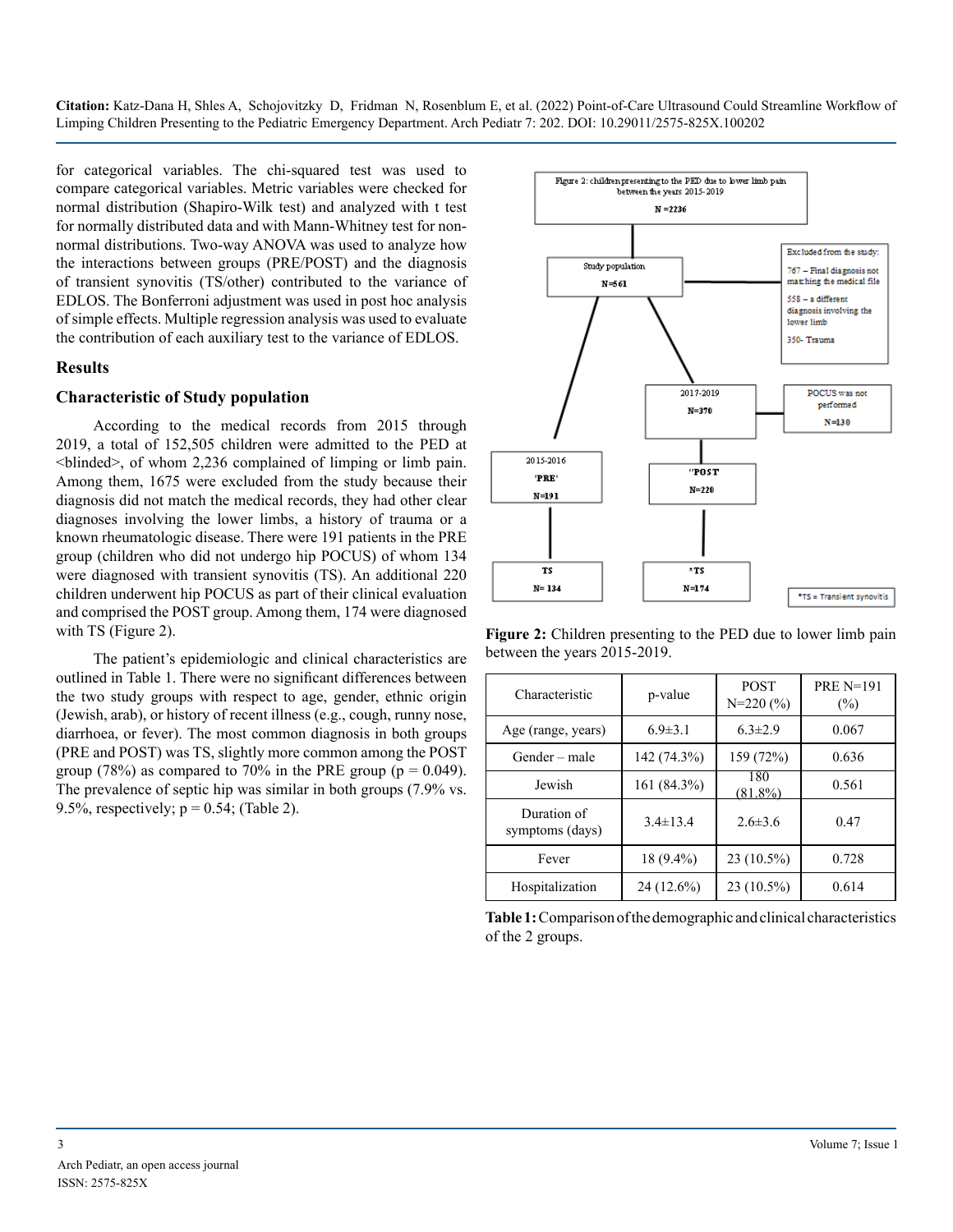for categorical variables. The chi-squared test was used to compare categorical variables. Metric variables were checked for normal distribution (Shapiro-Wilk test) and analyzed with t test for normally distributed data and with Mann-Whitney test for non-normal distributions. Two-way ANOVA was used to analyze how the interactions between groups (PRE/POST) and the diagnosis of transient synovitis (TS/other) contributed to the variance of EDLOS. The Bonferroni adjustment was used in post hoc analysis of simple effects. Multiple regression analysis was used to evaluate the contribution of each auxiliary test to the variance of EDLOS.

## Results

### Characteristic of Study population

According to the medical records from 2015 through 2019, a total of 152,505 children were admitted to the PED at <blinded>, of whom 2,236 complained of limping or limb pain. Among them, 1675 were excluded from the study because their diagnosis did not match the medical records, they had other clear diagnoses involving the lower limbs, a history of trauma or a known rheumatologic disease. There were 191 patients in the PRE group (children who did not undergo hip POCUS) of whom 134 were diagnosed with transient synovitis (TS). An additional 220 children underwent hip POCUS as part of their clinical evaluation and comprised the POST group. Among them, 174 were diagnosed with TS (Figure 2).

The patient's epidemiologic and clinical characteristics are outlined in Table 1. There were no significant differences between the two study groups with respect to age, gender, ethnic origin (Jewish, arab), or history of recent illness (e.g., cough, runny nose, diarrhoea, or fever). The most common diagnosis in both groups (PRE and POST) was TS, slightly more common among the POST group (78%) as compared to 70% in the PRE group ($p = 0.049$). The prevalence of septic hip was similar in both groups (7.9% vs. 9.5%, respectively; $p = 0.54$; (Table 2).

Figure 2: children presenting to the PED due to lower limb pain between the years 2015-2019
N =2236

Study population
N=561

Excluded from the study:
767 – Final diagnosis not matching the medical file
558 – a different diagnosis involving the lower limb
350- Trauma

2015-2016
'PRE'
N=191

TS
N= 134

2017-2019
N=370

POCUS was not performed
N=130

"POST
N=220

*TS
N=174

*TS = Transient synovitis

**Figure 2:** Children presenting to the PED due to lower limb pain between the years 2015-2019.

| Characteristic | p-value | POST N=220 (%) | PRE N=191 (%) |
|---|---|---|---|
| Age (range, years) | 6.9±3.1 | 6.3±2.9 | 0.067 |
| Gender – male | 142 (74.3%) | 159 (72%) | 0.636 |
| Jewish | 161 (84.3%) | 180 (81.8%) | 0.561 |
| Duration of symptoms (days) | 3.4±13.4 | 2.6±3.6 | 0.47 |
| Fever | 18 (9.4%) | 23 (10.5%) | 0.728 |
| Hospitalization | 24 (12.6%) | 23 (10.5%) | 0.614 |

**Table 1:** Comparison of the demographic and clinical characteristics of the 2 groups.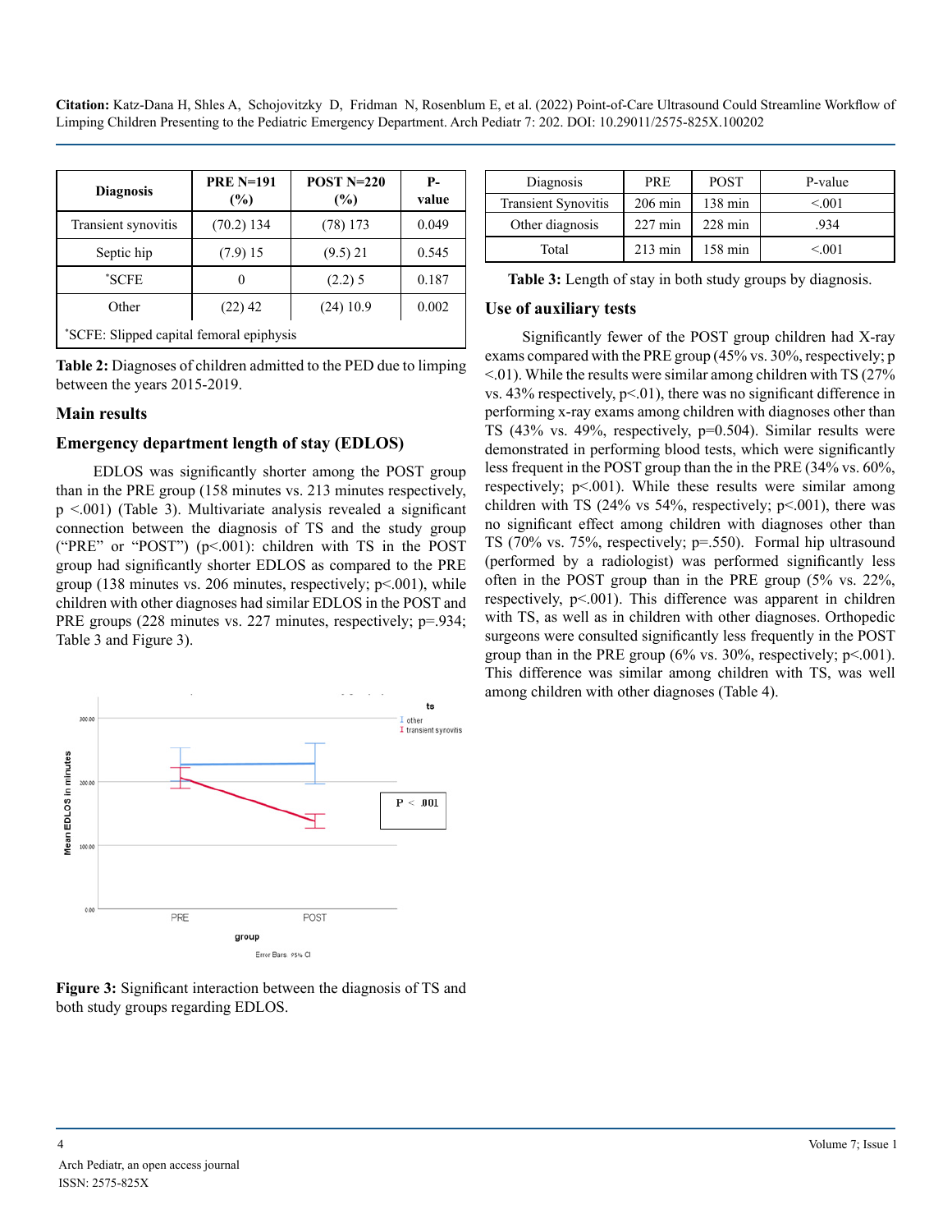| Diagnosis | PRE N=191 (%) | POST N=220 (%) | P-value |
|---|---|---|---|
| Transient synovitis | (70.2) 134 | (78) 173 | 0.049 |
| Septic hip | (7.9) 15 | (9.5) 21 | 0.545 |
| *SCFE | 0 | (2.2) 5 | 0.187 |
| Other | (22) 42 | (24) 10.9 | 0.002 |
| *SCFE: Slipped capital femoral epiphysis | | | |

**Table 2:** Diagnoses of children admitted to the PED due to limping between the years 2015-2019.

## Main results

### Emergency department length of stay (EDLOS)

EDLOS was significantly shorter among the POST group than in the PRE group (158 minutes vs. 213 minutes respectively, p <.001) (Table 3). Multivariate analysis revealed a significant connection between the diagnosis of TS and the study group ("PRE" or "POST") (p<.001): children with TS in the POST group had significantly shorter EDLOS as compared to the PRE group (138 minutes vs. 206 minutes, respectively; p<.001), while children with other diagnoses had similar EDLOS in the POST and PRE groups (228 minutes vs. 227 minutes, respectively; p=.934; Table 3 and Figure 3).

**Figure 3:** Significant interaction between the diagnosis of TS and both study groups regarding EDLOS.

| Diagnosis | PRE | POST | P-value |
|---|---|---|---|
| Transient Synovitis | 206 min | 138 min | <.001 |
| Other diagnosis | 227 min | 228 min | .934 |
| Total | 213 min | 158 min | <.001 |

**Table 3:** Length of stay in both study groups by diagnosis.

### Use of auxiliary tests

Significantly fewer of the POST group children had X-ray exams compared with the PRE group (45% vs. 30%, respectively; p <.01). While the results were similar among children with TS (27% vs. 43% respectively, p<.01), there was no significant difference in performing x-ray exams among children with diagnoses other than TS (43% vs. 49%, respectively, p=0.504). Similar results were demonstrated in performing blood tests, which were significantly less frequent in the POST group than the in the PRE (34% vs. 60%, respectively; p<.001). While these results were similar among children with TS (24% vs 54%, respectively; p<.001), there was no significant effect among children with diagnoses other than TS (70% vs. 75%, respectively; p=.550). Formal hip ultrasound (performed by a radiologist) was performed significantly less often in the POST group than in the PRE group (5% vs. 22%, respectively, p<.001). This difference was apparent in children with TS, as well as in children with other diagnoses. Orthopedic surgeons were consulted significantly less frequently in the POST group than in the PRE group (6% vs. 30%, respectively; p<.001). This difference was similar among children with TS, was well among children with other diagnoses (Table 4).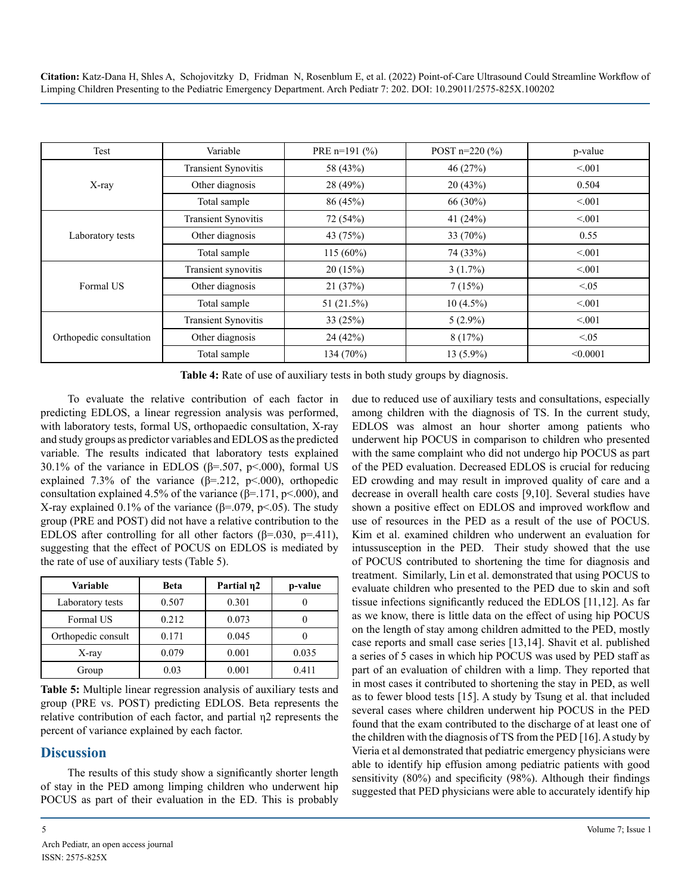| Test | Variable | PRE n=191 (%) | POST n=220 (%) | p-value |
|---|---|---|---|---|
| X-ray | Transient Synovitis | 58 (43%) | 46 (27%) | <.001 |
| | Other diagnosis | 28 (49%) | 20 (43%) | 0.504 |
| | Total sample | 86 (45%) | 66 (30%) | <.001 |
| Laboratory tests | Transient Synovitis | 72 (54%) | 41 (24%) | <.001 |
| | Other diagnosis | 43 (75%) | 33 (70%) | 0.55 |
| | Total sample | 115 (60%) | 74 (33%) | <.001 |
| Formal US | Transient synovitis | 20 (15%) | 3 (1.7%) | <.001 |
| | Other diagnosis | 21 (37%) | 7 (15%) | <.05 |
| | Total sample | 51 (21.5%) | 10 (4.5%) | <.001 |
| Orthopedic consultation | Transient Synovitis | 33 (25%) | 5 (2.9%) | <.001 |
| | Other diagnosis | 24 (42%) | 8 (17%) | <.05 |
| | Total sample | 134 (70%) | 13 (5.9%) | <0.0001 |

**Table 4:** Rate of use of auxiliary tests in both study groups by diagnosis.

To evaluate the relative contribution of each factor in predicting EDLOS, a linear regression analysis was performed, with laboratory tests, formal US, orthopaedic consultation, X-ray and study groups as predictor variables and EDLOS as the predicted variable. The results indicated that laboratory tests explained 30.1% of the variance in EDLOS ($\beta$=.507, $p$<.000), formal US explained 7.3% of the variance ($\beta$=.212, $p$<.000), orthopedic consultation explained 4.5% of the variance ($\beta$=.171, $p$<.000), and X-ray explained 0.1% of the variance ($\beta$=.079, $p$<.05). The study group (PRE and POST) did not have a relative contribution to the EDLOS after controlling for all other factors ($\beta$=.030, $p$=.411), suggesting that the effect of POCUS on EDLOS is mediated by the rate of use of auxiliary tests (Table 5).

| Variable | Beta | Partial $\eta^2$ | p-value |
|---|---|---|---|
| Laboratory tests | 0.507 | 0.301 | 0 |
| Formal US | 0.212 | 0.073 | 0 |
| Orthopedic consult | 0.171 | 0.045 | 0 |
| X-ray | 0.079 | 0.001 | 0.035 |
| Group | 0.03 | 0.001 | 0.411 |

**Table 5:** Multiple linear regression analysis of auxiliary tests and group (PRE vs. POST) predicting EDLOS. Beta represents the relative contribution of each factor, and partial $\eta^2$ represents the percent of variance explained by each factor.

## Discussion

The results of this study show a significantly shorter length of stay in the PED among limping children who underwent hip POCUS as part of their evaluation in the ED. This is probably due to reduced use of auxiliary tests and consultations, especially among children with the diagnosis of TS. In the current study, EDLOS was almost an hour shorter among patients who underwent hip POCUS in comparison to children who presented with the same complaint who did not undergo hip POCUS as part of the PED evaluation. Decreased EDLOS is crucial for reducing ED crowding and may result in improved quality of care and a decrease in overall health care costs [9,10]. Several studies have shown a positive effect on EDLOS and improved workflow and use of resources in the PED as a result of the use of POCUS. Kim et al. examined children who underwent an evaluation for intussusception in the PED. Their study showed that the use of POCUS contributed to shortening the time for diagnosis and treatment. Similarly, Lin et al. demonstrated that using POCUS to evaluate children who presented to the PED due to skin and soft tissue infections significantly reduced the EDLOS [11,12]. As far as we know, there is little data on the effect of using hip POCUS on the length of stay among children admitted to the PED, mostly case reports and small case series [13,14]. Shavit et al. published a series of 5 cases in which hip POCUS was used by PED staff as part of an evaluation of children with a limp. They reported that in most cases it contributed to shortening the stay in PED, as well as to fewer blood tests [15]. A study by Tsung et al. that included several cases where children underwent hip POCUS in the PED found that the exam contributed to the discharge of at least one of the children with the diagnosis of TS from the PED [16]. A study by Vieria et al demonstrated that pediatric emergency physicians were able to identify hip effusion among pediatric patients with good sensitivity (80%) and specificity (98%). Although their findings suggested that PED physicians were able to accurately identify hip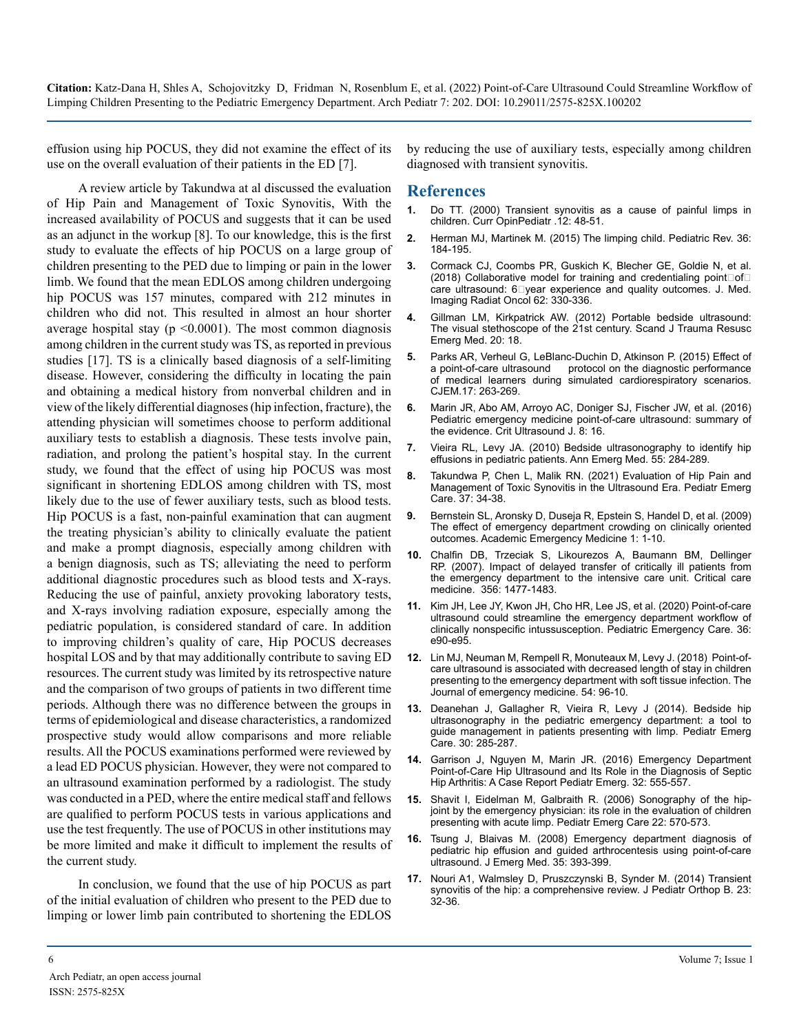effusion using hip POCUS, they did not examine the effect of its use on the overall evaluation of their patients in the ED [7].

A review article by Takundwa at al discussed the evaluation of Hip Pain and Management of Toxic Synovitis, With the increased availability of POCUS and suggests that it can be used as an adjunct in the workup [8]. To our knowledge, this is the first study to evaluate the effects of hip POCUS on a large group of children presenting to the PED due to limping or pain in the lower limb. We found that the mean EDLOS among children undergoing hip POCUS was 157 minutes, compared with 212 minutes in children who did not. This resulted in almost an hour shorter average hospital stay ($p < 0.0001$). The most common diagnosis among children in the current study was TS, as reported in previous studies [17]. TS is a clinically based diagnosis of a self-limiting disease. However, considering the difficulty in locating the pain and obtaining a medical history from nonverbal children and in view of the likely differential diagnoses (hip infection, fracture), the attending physician will sometimes choose to perform additional auxiliary tests to establish a diagnosis. These tests involve pain, radiation, and prolong the patient's hospital stay. In the current study, we found that the effect of using hip POCUS was most significant in shortening EDLOS among children with TS, most likely due to the use of fewer auxiliary tests, such as blood tests. Hip POCUS is a fast, non-painful examination that can augment the treating physician's ability to clinically evaluate the patient and make a prompt diagnosis, especially among children with a benign diagnosis, such as TS; alleviating the need to perform additional diagnostic procedures such as blood tests and X-rays. Reducing the use of painful, anxiety provoking laboratory tests, and X-rays involving radiation exposure, especially among the pediatric population, is considered standard of care. In addition to improving children's quality of care, Hip POCUS decreases hospital LOS and by that may additionally contribute to saving ED resources. The current study was limited by its retrospective nature and the comparison of two groups of patients in two different time periods. Although there was no difference between the groups in terms of epidemiological and disease characteristics, a randomized prospective study would allow comparisons and more reliable results. All the POCUS examinations performed were reviewed by a lead ED POCUS physician. However, they were not compared to an ultrasound examination performed by a radiologist. The study was conducted in a PED, where the entire medical staff and fellows are qualified to perform POCUS tests in various applications and use the test frequently. The use of POCUS in other institutions may be more limited and make it difficult to implement the results of the current study.

In conclusion, we found that the use of hip POCUS as part of the initial evaluation of children who present to the PED due to limping or lower limb pain contributed to shortening the EDLOS by reducing the use of auxiliary tests, especially among children diagnosed with transient synovitis.

## References

1. Do TT. (2000) Transient synovitis as a cause of painful limps in children. Curr OpinPediatr .12: 48-51.
2. Herman MJ, Martinek M. (2015) The limping child. Pediatric Rev. 36: 184-195.
3. Cormack CJ, Coombs PR, Guskich K, Blecher GE, Goldie N, et al. (2018) Collaborative model for training and credentialing point of care ultrasound: 6 year experience and quality outcomes. J. Med. Imaging Radiat Oncol 62: 330-336.
4. Gillman LM, Kirkpatrick AW. (2012) Portable bedside ultrasound: The visual stethoscope of the 21st century. Scand J Trauma Resusc Emerg Med. 20: 18.
5. Parks AR, Verheul G, LeBlanc-Duchin D, Atkinson P. (2015) Effect of a point-of-care ultrasound protocol on the diagnostic performance of medical learners during simulated cardiorespiratory scenarios. CJEM.17: 263-269.
6. Marin JR, Abo AM, Arroyo AC, Doniger SJ, Fischer JW, et al. (2016) Pediatric emergency medicine point-of-care ultrasound: summary of the evidence. Crit Ultrasound J. 8: 16.
7. Vieira RL, Levy JA. (2010) Bedside ultrasonography to identify hip effusions in pediatric patients. Ann Emerg Med. 55: 284-289.
8. Takundwa P, Chen L, Malik RN. (2021) Evaluation of Hip Pain and Management of Toxic Synovitis in the Ultrasound Era. Pediatr Emerg Care. 37: 34-38.
9. Bernstein SL, Aronsky D, Duseja R, Epstein S, Handel D, et al. (2009) The effect of emergency department crowding on clinically oriented outcomes. Academic Emergency Medicine 1: 1-10.
10. Chalfin DB, Trzeciak S, Likourezos A, Baumann BM, Dellinger RP. (2007). Impact of delayed transfer of critically ill patients from the emergency department to the intensive care unit. Critical care medicine. 356: 1477-1483.
11. Kim JH, Lee JY, Kwon JH, Cho HR, Lee JS, et al. (2020) Point-of-care ultrasound could streamline the emergency department workflow of clinically nonspecific intussusception. Pediatric Emergency Care. 36: e90-e95.
12. Lin MJ, Neuman M, Rempell R, Monuteaux M, Levy J. (2018) Point-of-care ultrasound is associated with decreased length of stay in children presenting to the emergency department with soft tissue infection. The Journal of emergency medicine. 54: 96-10.
13. Deanehan J, Gallagher R, Vieira R, Levy J (2014). Bedside hip ultrasonography in the pediatric emergency department: a tool to guide management in patients presenting with limp. Pediatr Emerg Care. 30: 285-287.
14. Garrison J, Nguyen M, Marin JR. (2016) Emergency Department Point-of-Care Hip Ultrasound and Its Role in the Diagnosis of Septic Hip Arthritis: A Case Report Pediatr Emerg. 32: 555-557.
15. Shavit I, Eidelman M, Galbraith R. (2006) Sonography of the hip-joint by the emergency physician: its role in the evaluation of children presenting with acute limp. Pediatr Emerg Care 22: 570-573.
16. Tsung J, Blaivas M. (2008) Emergency department diagnosis of pediatric hip effusion and guided arthrocentesis using point-of-care ultrasound. J Emerg Med. 35: 393-399.
17. Nouri A1, Walmsley D, Pruszczynski B, Synder M. (2014) Transient synovitis of the hip: a comprehensive review. J Pediatr Orthop B. 23: 32-36.